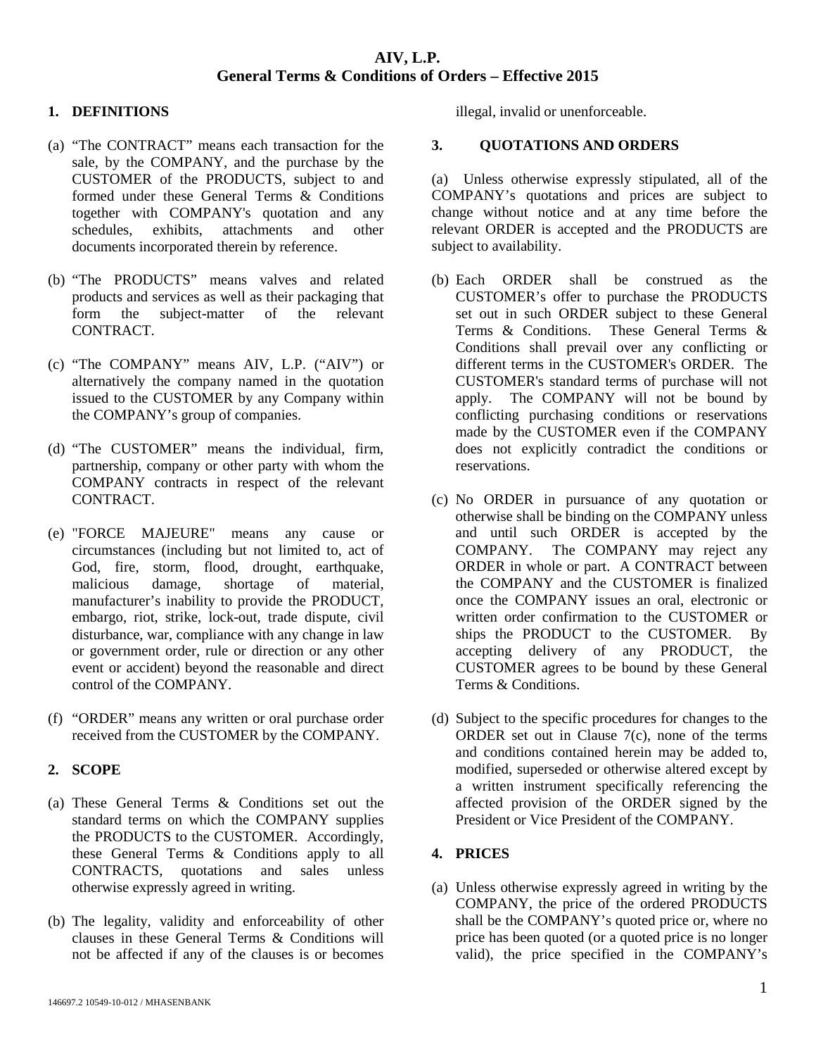# AIV, L.P.
## General Terms & Conditions of Orders – Effective 2015

### 1. DEFINITIONS

(a) "The CONTRACT" means each transaction for the sale, by the COMPANY, and the purchase by the CUSTOMER of the PRODUCTS, subject to and formed under these General Terms & Conditions together with COMPANY's quotation and any schedules, exhibits, attachments and other documents incorporated therein by reference.

(b) "The PRODUCTS" means valves and related products and services as well as their packaging that form the subject-matter of the relevant CONTRACT.

(c) "The COMPANY" means AIV, L.P. ("AIV") or alternatively the company named in the quotation issued to the CUSTOMER by any Company within the COMPANY's group of companies.

(d) "The CUSTOMER" means the individual, firm, partnership, company or other party with whom the COMPANY contracts in respect of the relevant CONTRACT.

(e) "FORCE MAJEURE" means any cause or circumstances (including but not limited to, act of God, fire, storm, flood, drought, earthquake, malicious damage, shortage of material, manufacturer's inability to provide the PRODUCT, embargo, riot, strike, lock-out, trade dispute, civil disturbance, war, compliance with any change in law or government order, rule or direction or any other event or accident) beyond the reasonable and direct control of the COMPANY.

(f) "ORDER" means any written or oral purchase order received from the CUSTOMER by the COMPANY.

### 2. SCOPE

(a) These General Terms & Conditions set out the standard terms on which the COMPANY supplies the PRODUCTS to the CUSTOMER. Accordingly, these General Terms & Conditions apply to all CONTRACTS, quotations and sales unless otherwise expressly agreed in writing.

(b) The legality, validity and enforceability of other clauses in these General Terms & Conditions will not be affected if any of the clauses is or becomes illegal, invalid or unenforceable.

### 3. QUOTATIONS AND ORDERS

(a) Unless otherwise expressly stipulated, all of the COMPANY's quotations and prices are subject to change without notice and at any time before the relevant ORDER is accepted and the PRODUCTS are subject to availability.

(b) Each ORDER shall be construed as the CUSTOMER's offer to purchase the PRODUCTS set out in such ORDER subject to these General Terms & Conditions. These General Terms & Conditions shall prevail over any conflicting or different terms in the CUSTOMER's ORDER. The CUSTOMER's standard terms of purchase will not apply. The COMPANY will not be bound by conflicting purchasing conditions or reservations made by the CUSTOMER even if the COMPANY does not explicitly contradict the conditions or reservations.

(c) No ORDER in pursuance of any quotation or otherwise shall be binding on the COMPANY unless and until such ORDER is accepted by the COMPANY. The COMPANY may reject any ORDER in whole or part. A CONTRACT between the COMPANY and the CUSTOMER is finalized once the COMPANY issues an oral, electronic or written order confirmation to the CUSTOMER or ships the PRODUCT to the CUSTOMER. By accepting delivery of any PRODUCT, the CUSTOMER agrees to be bound by these General Terms & Conditions.

(d) Subject to the specific procedures for changes to the ORDER set out in Clause 7(c), none of the terms and conditions contained herein may be added to, modified, superseded or otherwise altered except by a written instrument specifically referencing the affected provision of the ORDER signed by the President or Vice President of the COMPANY.

### 4. PRICES

(a) Unless otherwise expressly agreed in writing by the COMPANY, the price of the ordered PRODUCTS shall be the COMPANY's quoted price or, where no price has been quoted (or a quoted price is no longer valid), the price specified in the COMPANY's

146697.2 10549-10-012 / MHASENBANK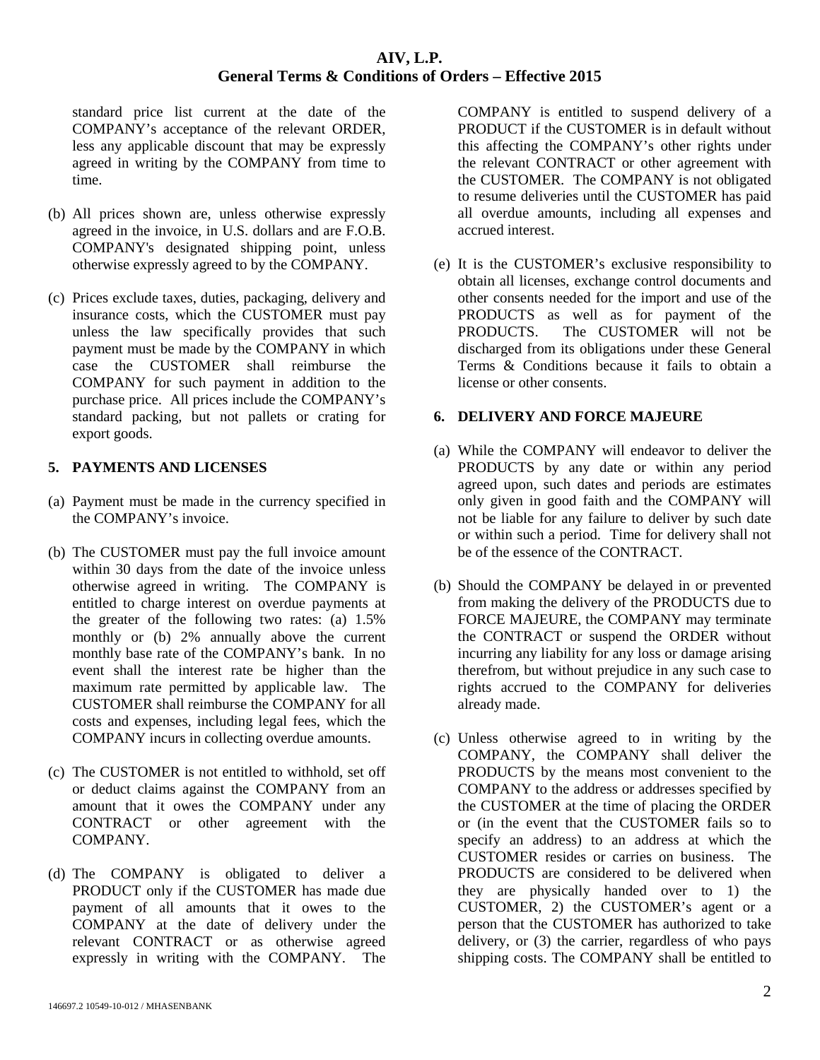standard price list current at the date of the COMPANY's acceptance of the relevant ORDER, less any applicable discount that may be expressly agreed in writing by the COMPANY from time to time.

(b) All prices shown are, unless otherwise expressly agreed in the invoice, in U.S. dollars and are F.O.B. COMPANY's designated shipping point, unless otherwise expressly agreed to by the COMPANY.

(c) Prices exclude taxes, duties, packaging, delivery and insurance costs, which the CUSTOMER must pay unless the law specifically provides that such payment must be made by the COMPANY in which case the CUSTOMER shall reimburse the COMPANY for such payment in addition to the purchase price. All prices include the COMPANY's standard packing, but not pallets or crating for export goods.

## 5. PAYMENTS AND LICENSES

(a) Payment must be made in the currency specified in the COMPANY's invoice.

(b) The CUSTOMER must pay the full invoice amount within 30 days from the date of the invoice unless otherwise agreed in writing. The COMPANY is entitled to charge interest on overdue payments at the greater of the following two rates: (a) 1.5% monthly or (b) 2% annually above the current monthly base rate of the COMPANY's bank. In no event shall the interest rate be higher than the maximum rate permitted by applicable law. The CUSTOMER shall reimburse the COMPANY for all costs and expenses, including legal fees, which the COMPANY incurs in collecting overdue amounts.

(c) The CUSTOMER is not entitled to withhold, set off or deduct claims against the COMPANY from an amount that it owes the COMPANY under any CONTRACT or other agreement with the COMPANY.

(d) The COMPANY is obligated to deliver a PRODUCT only if the CUSTOMER has made due payment of all amounts that it owes to the COMPANY at the date of delivery under the relevant CONTRACT or as otherwise agreed expressly in writing with the COMPANY. The COMPANY is entitled to suspend delivery of a PRODUCT if the CUSTOMER is in default without this affecting the COMPANY's other rights under the relevant CONTRACT or other agreement with the CUSTOMER. The COMPANY is not obligated to resume deliveries until the CUSTOMER has paid all overdue amounts, including all expenses and accrued interest.

(e) It is the CUSTOMER's exclusive responsibility to obtain all licenses, exchange control documents and other consents needed for the import and use of the PRODUCTS as well as for payment of the PRODUCTS. The CUSTOMER will not be discharged from its obligations under these General Terms & Conditions because it fails to obtain a license or other consents.

## 6. DELIVERY AND FORCE MAJEURE

(a) While the COMPANY will endeavor to deliver the PRODUCTS by any date or within any period agreed upon, such dates and periods are estimates only given in good faith and the COMPANY will not be liable for any failure to deliver by such date or within such a period. Time for delivery shall not be of the essence of the CONTRACT.

(b) Should the COMPANY be delayed in or prevented from making the delivery of the PRODUCTS due to FORCE MAJEURE, the COMPANY may terminate the CONTRACT or suspend the ORDER without incurring any liability for any loss or damage arising therefrom, but without prejudice in any such case to rights accrued to the COMPANY for deliveries already made.

(c) Unless otherwise agreed to in writing by the COMPANY, the COMPANY shall deliver the PRODUCTS by the means most convenient to the COMPANY to the address or addresses specified by the CUSTOMER at the time of placing the ORDER or (in the event that the CUSTOMER fails so to specify an address) to an address at which the CUSTOMER resides or carries on business. The PRODUCTS are considered to be delivered when they are physically handed over to 1) the CUSTOMER, 2) the CUSTOMER's agent or a person that the CUSTOMER has authorized to take delivery, or (3) the carrier, regardless of who pays shipping costs. The COMPANY shall be entitled to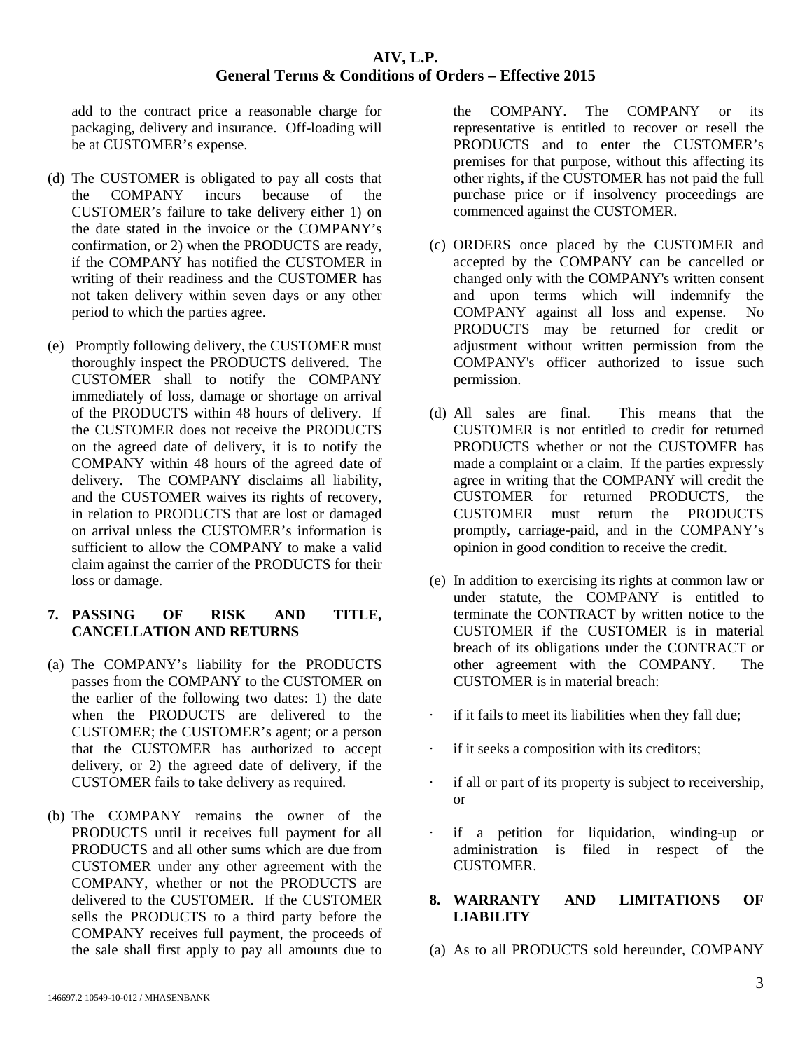add to the contract price a reasonable charge for packaging, delivery and insurance. Off-loading will be at CUSTOMER's expense.

(d) The CUSTOMER is obligated to pay all costs that the COMPANY incurs because of the CUSTOMER's failure to take delivery either 1) on the date stated in the invoice or the COMPANY's confirmation, or 2) when the PRODUCTS are ready, if the COMPANY has notified the CUSTOMER in writing of their readiness and the CUSTOMER has not taken delivery within seven days or any other period to which the parties agree.

(e) Promptly following delivery, the CUSTOMER must thoroughly inspect the PRODUCTS delivered. The CUSTOMER shall to notify the COMPANY immediately of loss, damage or shortage on arrival of the PRODUCTS within 48 hours of delivery. If the CUSTOMER does not receive the PRODUCTS on the agreed date of delivery, it is to notify the COMPANY within 48 hours of the agreed date of delivery. The COMPANY disclaims all liability, and the CUSTOMER waives its rights of recovery, in relation to PRODUCTS that are lost or damaged on arrival unless the CUSTOMER's information is sufficient to allow the COMPANY to make a valid claim against the carrier of the PRODUCTS for their loss or damage.

## 7. PASSING OF RISK AND TITLE, CANCELLATION AND RETURNS

(a) The COMPANY's liability for the PRODUCTS passes from the COMPANY to the CUSTOMER on the earlier of the following two dates: 1) the date when the PRODUCTS are delivered to the CUSTOMER; the CUSTOMER's agent; or a person that the CUSTOMER has authorized to accept delivery, or 2) the agreed date of delivery, if the CUSTOMER fails to take delivery as required.

(b) The COMPANY remains the owner of the PRODUCTS until it receives full payment for all PRODUCTS and all other sums which are due from CUSTOMER under any other agreement with the COMPANY, whether or not the PRODUCTS are delivered to the CUSTOMER. If the CUSTOMER sells the PRODUCTS to a third party before the COMPANY receives full payment, the proceeds of the sale shall first apply to pay all amounts due to the COMPANY. The COMPANY or its representative is entitled to recover or resell the PRODUCTS and to enter the CUSTOMER's premises for that purpose, without this affecting its other rights, if the CUSTOMER has not paid the full purchase price or if insolvency proceedings are commenced against the CUSTOMER.

(c) ORDERS once placed by the CUSTOMER and accepted by the COMPANY can be cancelled or changed only with the COMPANY's written consent and upon terms which will indemnify the COMPANY against all loss and expense. No PRODUCTS may be returned for credit or adjustment without written permission from the COMPANY's officer authorized to issue such permission.

(d) All sales are final. This means that the CUSTOMER is not entitled to credit for returned PRODUCTS whether or not the CUSTOMER has made a complaint or a claim. If the parties expressly agree in writing that the COMPANY will credit the CUSTOMER for returned PRODUCTS, the CUSTOMER must return the PRODUCTS promptly, carriage-paid, and in the COMPANY's opinion in good condition to receive the credit.

(e) In addition to exercising its rights at common law or under statute, the COMPANY is entitled to terminate the CONTRACT by written notice to the CUSTOMER if the CUSTOMER is in material breach of its obligations under the CONTRACT or other agreement with the COMPANY. The CUSTOMER is in material breach:

- if it fails to meet its liabilities when they fall due;
- if it seeks a composition with its creditors;
- if all or part of its property is subject to receivership, or
- if a petition for liquidation, winding-up or administration is filed in respect of the CUSTOMER.

## 8. WARRANTY AND LIMITATIONS OF LIABILITY

(a) As to all PRODUCTS sold hereunder, COMPANY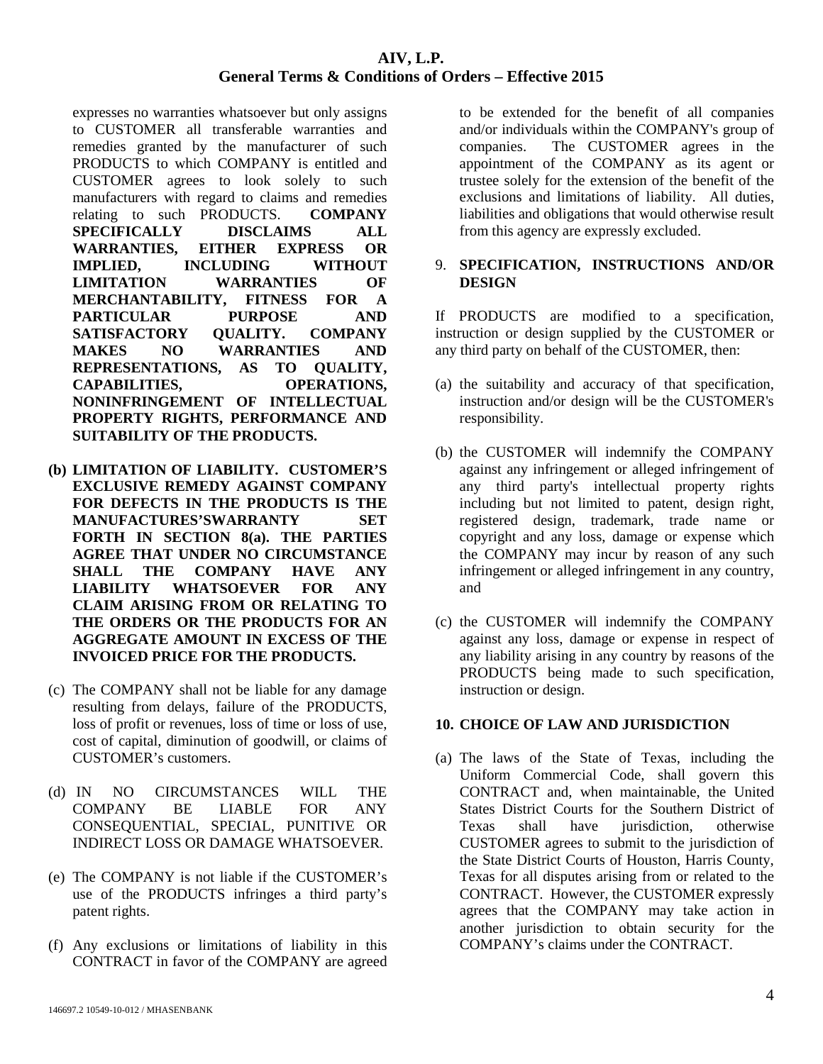expresses no warranties whatsoever but only assigns to CUSTOMER all transferable warranties and remedies granted by the manufacturer of such PRODUCTS to which COMPANY is entitled and CUSTOMER agrees to look solely to such manufacturers with regard to claims and remedies relating to such PRODUCTS. **COMPANY SPECIFICALLY DISCLAIMS ALL WARRANTIES, EITHER EXPRESS OR IMPLIED, INCLUDING WITHOUT LIMITATION WARRANTIES OF MERCHANTABILITY, FITNESS FOR A PARTICULAR PURPOSE AND SATISFACTORY QUALITY. COMPANY MAKES NO WARRANTIES AND REPRESENTATIONS, AS TO QUALITY, CAPABILITIES, OPERATIONS, NONINFRINGEMENT OF INTELLECTUAL PROPERTY RIGHTS, PERFORMANCE AND SUITABILITY OF THE PRODUCTS.**

**(b) LIMITATION OF LIABILITY. CUSTOMER'S EXCLUSIVE REMEDY AGAINST COMPANY FOR DEFECTS IN THE PRODUCTS IS THE MANUFACTURES'SWARRANTY SET FORTH IN SECTION 8(a). THE PARTIES AGREE THAT UNDER NO CIRCUMSTANCE SHALL THE COMPANY HAVE ANY LIABILITY WHATSOEVER FOR ANY CLAIM ARISING FROM OR RELATING TO THE ORDERS OR THE PRODUCTS FOR AN AGGREGATE AMOUNT IN EXCESS OF THE INVOICED PRICE FOR THE PRODUCTS.**

(c) The COMPANY shall not be liable for any damage resulting from delays, failure of the PRODUCTS, loss of profit or revenues, loss of time or loss of use, cost of capital, diminution of goodwill, or claims of CUSTOMER's customers.

(d) IN NO CIRCUMSTANCES WILL THE COMPANY BE LIABLE FOR ANY CONSEQUENTIAL, SPECIAL, PUNITIVE OR INDIRECT LOSS OR DAMAGE WHATSOEVER.

(e) The COMPANY is not liable if the CUSTOMER's use of the PRODUCTS infringes a third party's patent rights.

(f) Any exclusions or limitations of liability in this CONTRACT in favor of the COMPANY are agreed to be extended for the benefit of all companies and/or individuals within the COMPANY's group of companies. The CUSTOMER agrees in the appointment of the COMPANY as its agent or trustee solely for the extension of the benefit of the exclusions and limitations of liability. All duties, liabilities and obligations that would otherwise result from this agency are expressly excluded.

## 9. SPECIFICATION, INSTRUCTIONS AND/OR DESIGN

If PRODUCTS are modified to a specification, instruction or design supplied by the CUSTOMER or any third party on behalf of the CUSTOMER, then:

(a) the suitability and accuracy of that specification, instruction and/or design will be the CUSTOMER's responsibility.

(b) the CUSTOMER will indemnify the COMPANY against any infringement or alleged infringement of any third party's intellectual property rights including but not limited to patent, design right, registered design, trademark, trade name or copyright and any loss, damage or expense which the COMPANY may incur by reason of any such infringement or alleged infringement in any country, and

(c) the CUSTOMER will indemnify the COMPANY against any loss, damage or expense in respect of any liability arising in any country by reasons of the PRODUCTS being made to such specification, instruction or design.

## 10. CHOICE OF LAW AND JURISDICTION

(a) The laws of the State of Texas, including the Uniform Commercial Code, shall govern this CONTRACT and, when maintainable, the United States District Courts for the Southern District of Texas shall have jurisdiction, otherwise CUSTOMER agrees to submit to the jurisdiction of the State District Courts of Houston, Harris County, Texas for all disputes arising from or related to the CONTRACT. However, the CUSTOMER expressly agrees that the COMPANY may take action in another jurisdiction to obtain security for the COMPANY's claims under the CONTRACT.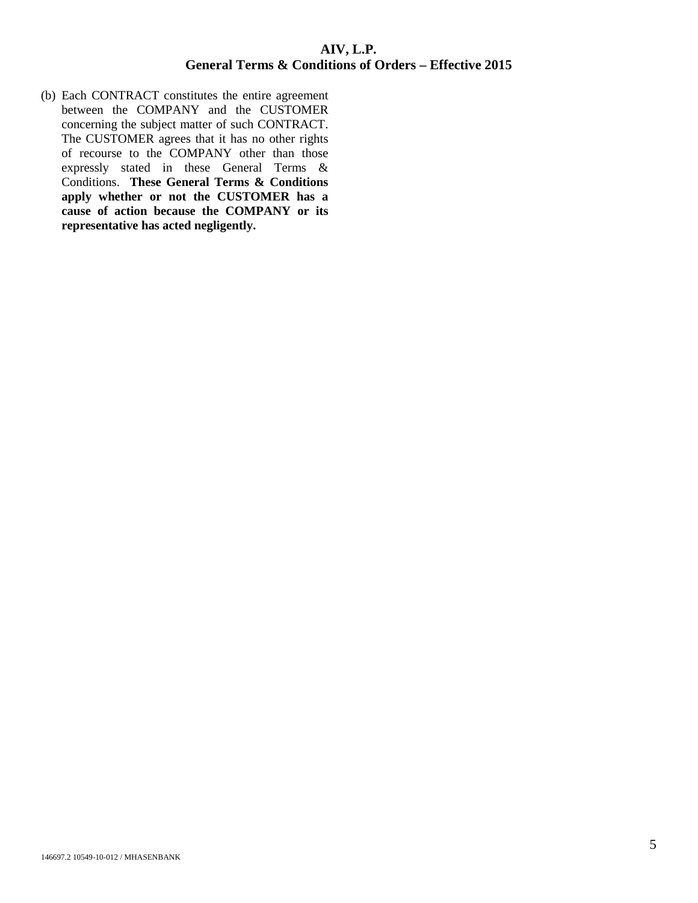(b) Each CONTRACT constitutes the entire agreement between the COMPANY and the CUSTOMER concerning the subject matter of such CONTRACT. The CUSTOMER agrees that it has no other rights of recourse to the COMPANY other than those expressly stated in these General Terms & Conditions. **These General Terms & Conditions apply whether or not the CUSTOMER has a cause of action because the COMPANY or its representative has acted negligently.**